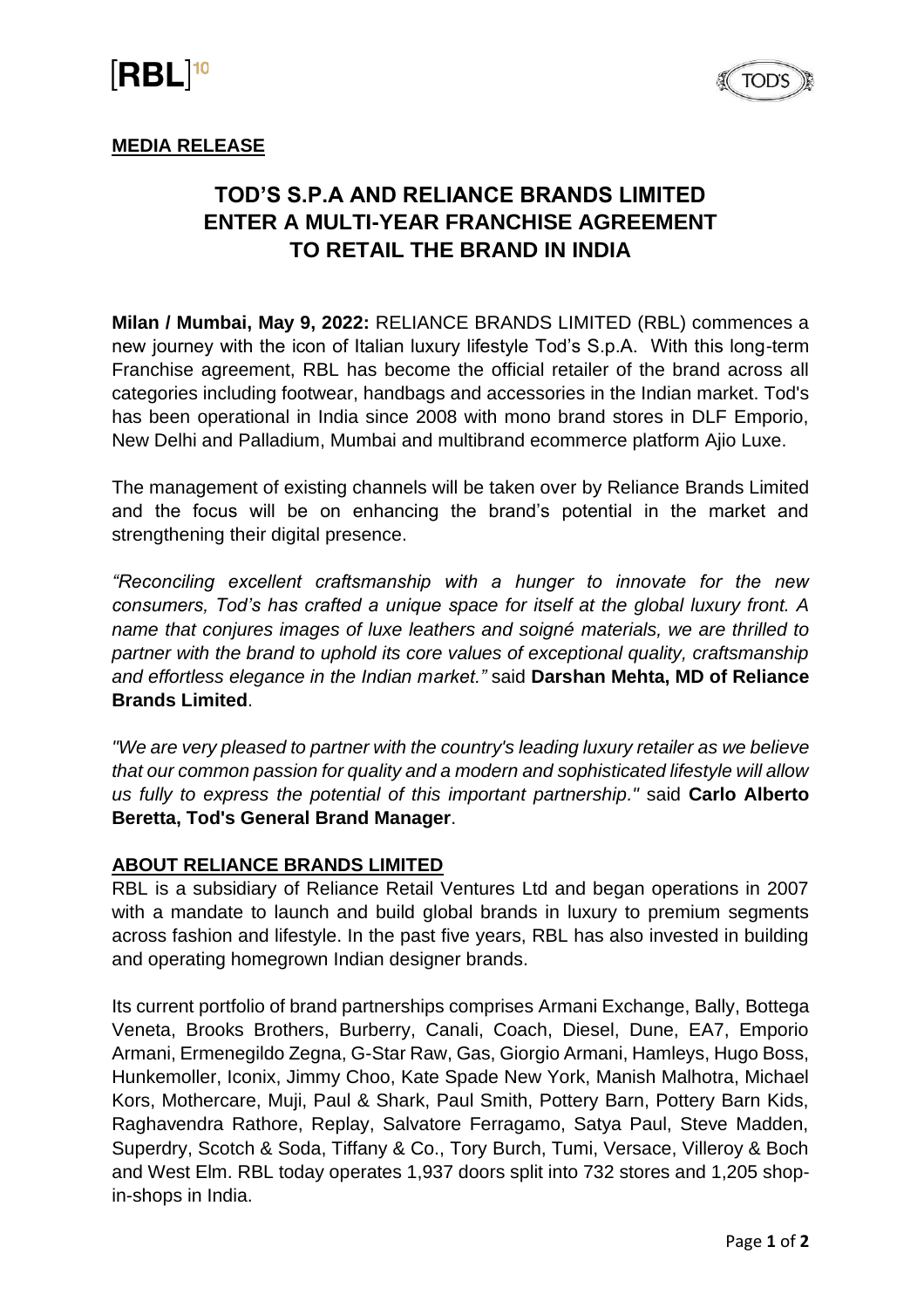**MEDIA RELEASE**

# TOD'S S.P.A AND RELIANCE BRANDS LIMITED ENTER A MULTI-YEAR FRANCHISE AGREEMENT TO RETAIL THE BRAND IN INDIA

**Milan / Mumbai, May 9, 2022:** RELIANCE BRANDS LIMITED (RBL) commences a new journey with the icon of Italian luxury lifestyle Tod's S.p.A. With this long-term Franchise agreement, RBL has become the official retailer of the brand across all categories including footwear, handbags and accessories in the Indian market. Tod's has been operational in India since 2008 with mono brand stores in DLF Emporio, New Delhi and Palladium, Mumbai and multibrand ecommerce platform Ajio Luxe.

The management of existing channels will be taken over by Reliance Brands Limited and the focus will be on enhancing the brand's potential in the market and strengthening their digital presence.

*"Reconciling excellent craftsmanship with a hunger to innovate for the new consumers, Tod's has crafted a unique space for itself at the global luxury front. A name that conjures images of luxe leathers and soigné materials, we are thrilled to partner with the brand to uphold its core values of exceptional quality, craftsmanship and effortless elegance in the Indian market."* said **Darshan Mehta, MD of Reliance Brands Limited**.

*"We are very pleased to partner with the country's leading luxury retailer as we believe that our common passion for quality and a modern and sophisticated lifestyle will allow us fully to express the potential of this important partnership."* said **Carlo Alberto Beretta, Tod's General Brand Manager**.

## ABOUT RELIANCE BRANDS LIMITED

RBL is a subsidiary of Reliance Retail Ventures Ltd and began operations in 2007 with a mandate to launch and build global brands in luxury to premium segments across fashion and lifestyle. In the past five years, RBL has also invested in building and operating homegrown Indian designer brands.

Its current portfolio of brand partnerships comprises Armani Exchange, Bally, Bottega Veneta, Brooks Brothers, Burberry, Canali, Coach, Diesel, Dune, EA7, Emporio Armani, Ermenegildo Zegna, G-Star Raw, Gas, Giorgio Armani, Hamleys, Hugo Boss, Hunkemoller, Iconix, Jimmy Choo, Kate Spade New York, Manish Malhotra, Michael Kors, Mothercare, Muji, Paul & Shark, Paul Smith, Pottery Barn, Pottery Barn Kids, Raghavendra Rathore, Replay, Salvatore Ferragamo, Satya Paul, Steve Madden, Superdry, Scotch & Soda, Tiffany & Co., Tory Burch, Tumi, Versace, Villeroy & Boch and West Elm. RBL today operates 1,937 doors split into 732 stores and 1,205 shop-in-shops in India.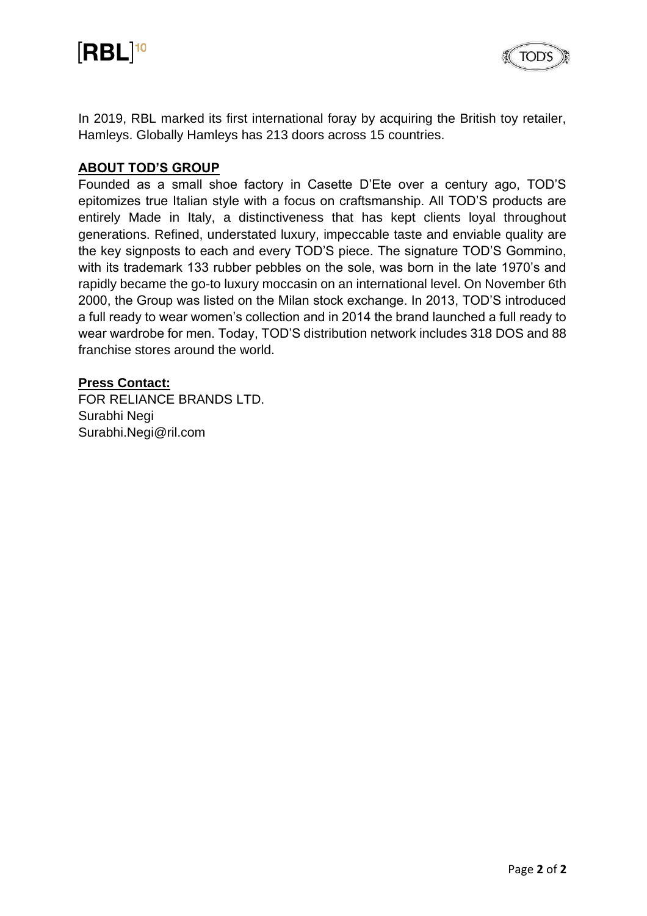In 2019, RBL marked its first international foray by acquiring the British toy retailer, Hamleys. Globally Hamleys has 213 doors across 15 countries.

## ABOUT TOD'S GROUP

Founded as a small shoe factory in Casette D'Ete over a century ago, TOD'S epitomizes true Italian style with a focus on craftsmanship. All TOD'S products are entirely Made in Italy, a distinctiveness that has kept clients loyal throughout generations. Refined, understated luxury, impeccable taste and enviable quality are the key signposts to each and every TOD'S piece. The signature TOD'S Gommino, with its trademark 133 rubber pebbles on the sole, was born in the late 1970's and rapidly became the go-to luxury moccasin on an international level. On November 6th 2000, the Group was listed on the Milan stock exchange. In 2013, TOD'S introduced a full ready to wear women's collection and in 2014 the brand launched a full ready to wear wardrobe for men. Today, TOD'S distribution network includes 318 DOS and 88 franchise stores around the world.

**Press Contact:**

FOR RELIANCE BRANDS LTD.
Surabhi Negi
Surabhi.Negi@ril.com